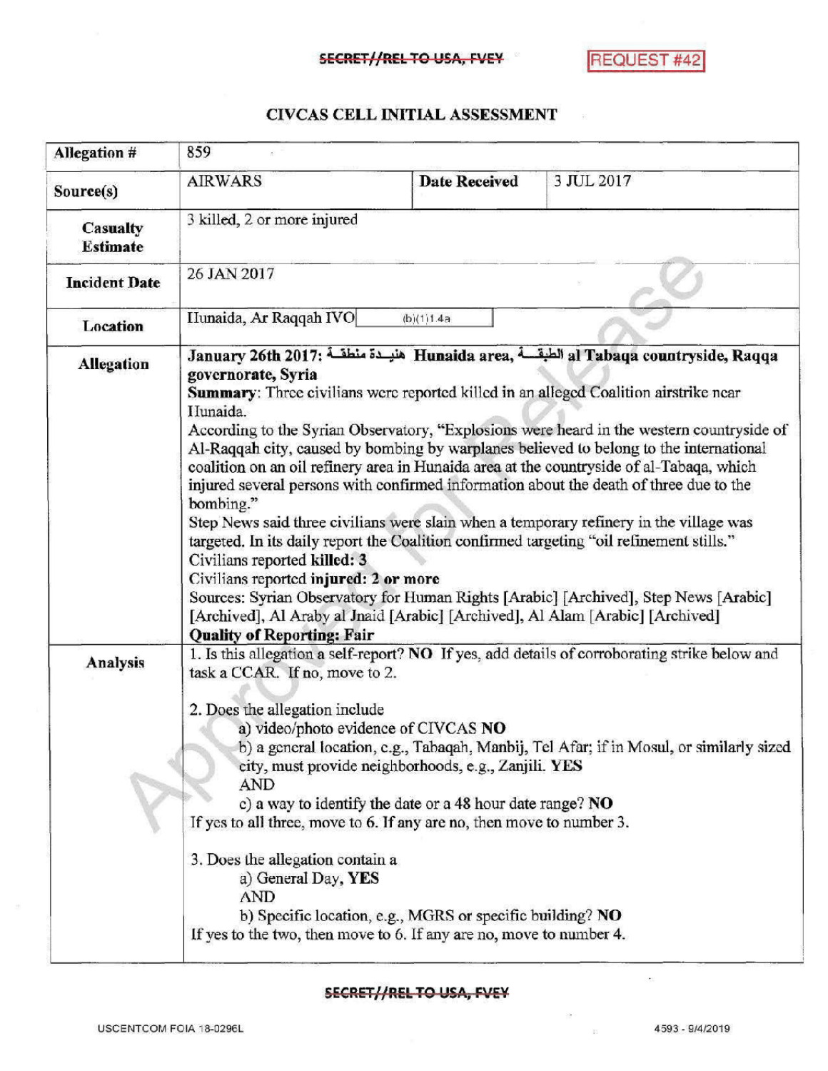SECRET//REL TO USA, FVEY

REQUEST #42

# CIVCAS CELL INITIAL ASSESSMENT

| | | | |
|---|---|---|---|
| **Allegation #** | 859 | | |
| **Source(s)** | AIRWARS | **Date Received** | 3 JUL 2017 |
| **Casualty Estimate** | 3 killed, 2 or more injured | | |
| **Incident Date** | 26 JAN 2017 | | |
| **Location** | Hunaida, Ar Raqqah IVO (b)(1)1.4a | | |
| **Allegation** | **January 26th 2017: هنيـدة منطقـة Hunaida area, الطبقـة al Tabaqa countryside, Raqqa governorate, Syria**<br>**Summary**: Three civilians were reported killed in an alleged Coalition airstrike near Hunaida.<br>According to the Syrian Observatory, "Explosions were heard in the western countryside of Al-Raqqah city, caused by bombing by warplanes believed to belong to the international coalition on an oil refinery area in Hunaida area at the countryside of al-Tabaqa, which injured several persons with confirmed information about the death of three due to the bombing."<br>Step News said three civilians were slain when a temporary refinery in the village was targeted. In its daily report the Coalition confirmed targeting "oil refinement stills."<br>Civilians reported **killed: 3**<br>Civilians reported **injured: 2 or more**<br>Sources: Syrian Observatory for Human Rights [Arabic] [Archived], Step News [Arabic] [Archived], Al Araby al Jnaid [Arabic] [Archived], Al Alam [Arabic] [Archived]<br>**Quality of Reporting: Fair** | | |
| **Analysis** | 1. Is this allegation a self-report? **NO** If yes, add details of corroborating strike below and task a CCAR. If no, move to 2.<br><br>2. Does the allegation include<br>a) video/photo evidence of CIVCAS **NO**<br>b) a general location, e.g., Tabaqah, Manbij, Tel Afar; if in Mosul, or similarly sized city, must provide neighborhoods, e.g., Zanjili. **YES**<br>AND<br>c) a way to identify the date or a 48 hour date range? **NO**<br>If yes to all three, move to 6. If any are no, then move to number 3.<br><br>3. Does the allegation contain a<br>a) General Day, **YES**<br>AND<br>b) Specific location, e.g., MGRS or specific building? **NO**<br>If yes to the two, then move to 6. If any are no, move to number 4. | | |

SECRET//REL TO USA, FVEY

USCENTCOM FOIA 18-0296L 4593 - 9/4/2019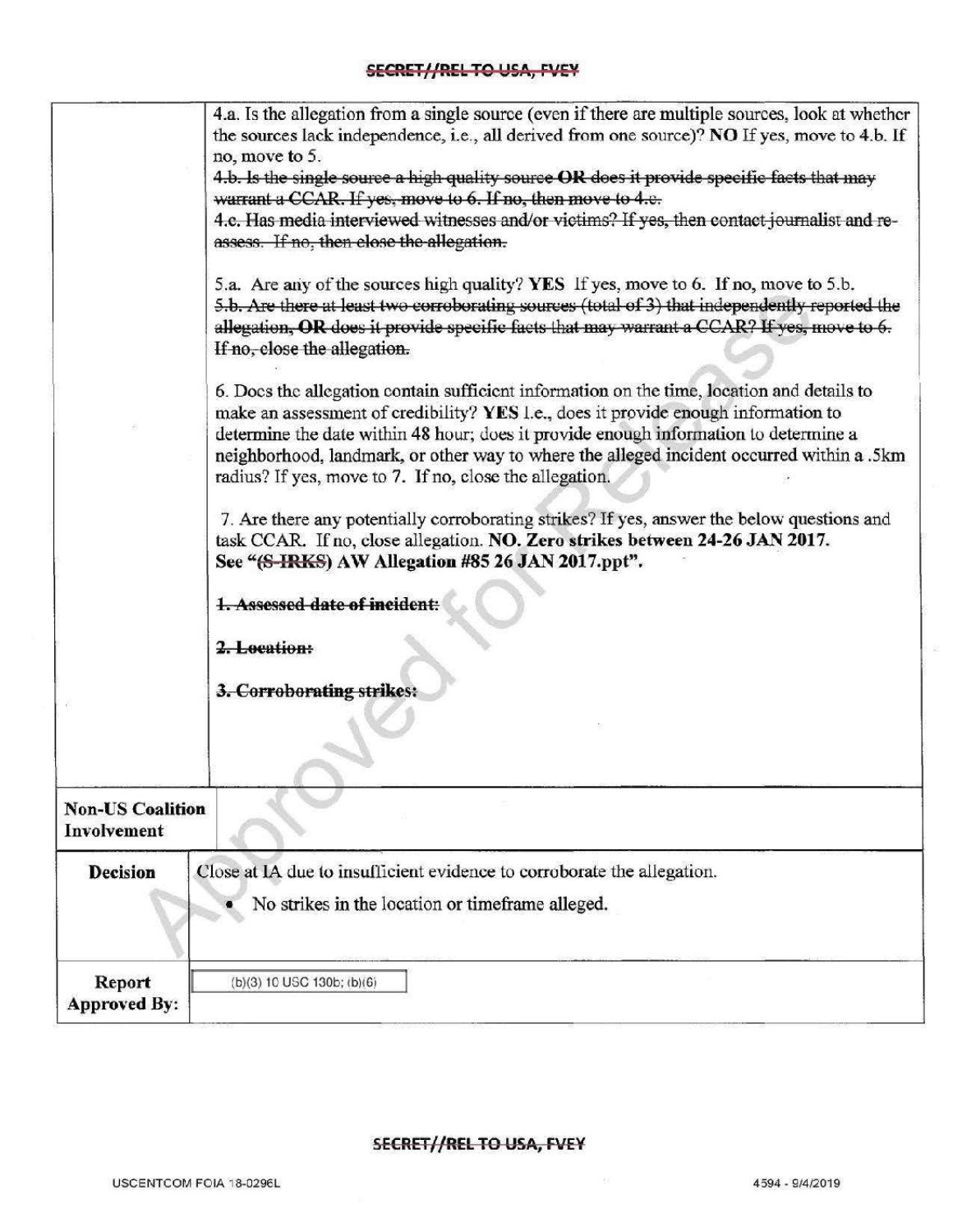SECRET//REL TO USA, FVEY

| | |
|---|---|
| | 4.a. Is the allegation from a single source (even if there are multiple sources, look at whether the sources lack independence, i.e., all derived from one source)? **NO** If yes, move to 4.b. If no, move to 5.<br>~~4.b. Is the single source a high quality source **OR** does it provide specific facts that may warrant a CCAR. If yes, move to 6. If no, then move to 4.c.~~<br>~~4.c. Has media interviewed witnesses and/or victims? If yes, then contact journalist and re-assess. If no, then close the allegation.~~<br><br>5.a. Are any of the sources high quality? **YES** If yes, move to 6. If no, move to 5.b.<br>~~5.b. Are there at least two corroborating sources (total of 3) that independently reported the allegation, **OR** does it provide specific facts that may warrant a CCAR? If yes, move to 6. If no, close the allegation.~~<br><br>6. Does the allegation contain sufficient information on the time, location and details to make an assessment of credibility? **YES** I.e., does it provide enough information to determine the date within 48 hour; does it provide enough information to determine a neighborhood, landmark, or other way to where the alleged incident occurred within a .5km radius? If yes, move to 7. If no, close the allegation.<br><br>7. Are there any potentially corroborating strikes? If yes, answer the below questions and task CCAR. If no, close allegation. **NO. Zero strikes between 24-26 JAN 2017. See "(~~S-IRKS~~) AW Allegation #85 26 JAN 2017.ppt".**<br><br>~~**1. Assessed date of incident:**~~<br><br>~~**2. Location:**~~<br><br>~~**3. Corroborating strikes:**~~ |
| **Non-US Coalition Involvement** | |
| **Decision** | Close at IA due to insufficient evidence to corroborate the allegation.<br>• No strikes in the location or timeframe alleged. |
| **Report Approved By:** | (b)(3) 10 USC 130b; (b)(6) |

SECRET//REL TO USA, FVEY

USCENTCOM FOIA 18-0296L 4594 - 9/4/2019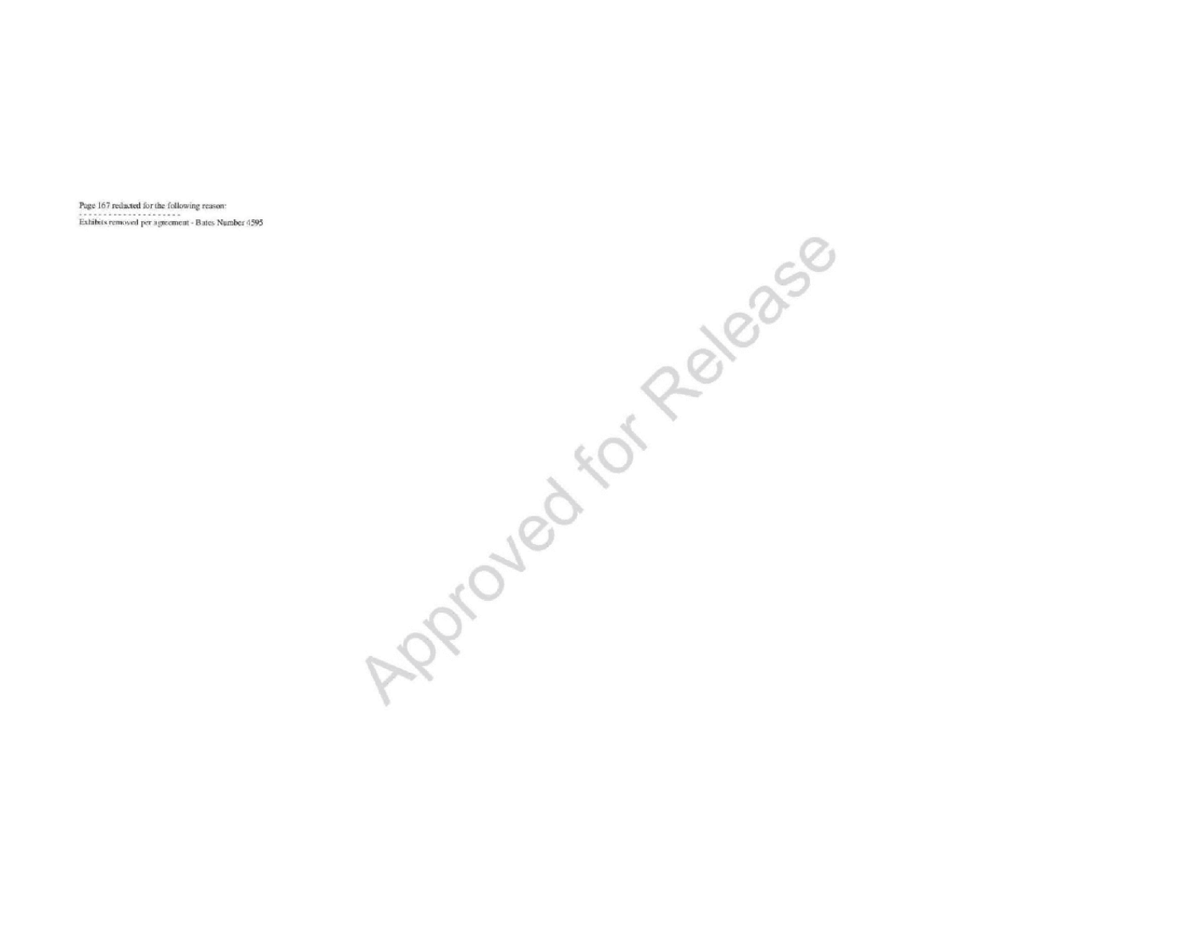Page 167 redacted for the following reason:

- - - - - - - - - - - - - - - - - - - -

Exhibits removed per agreement - Bates Number 4595

Approved for Release